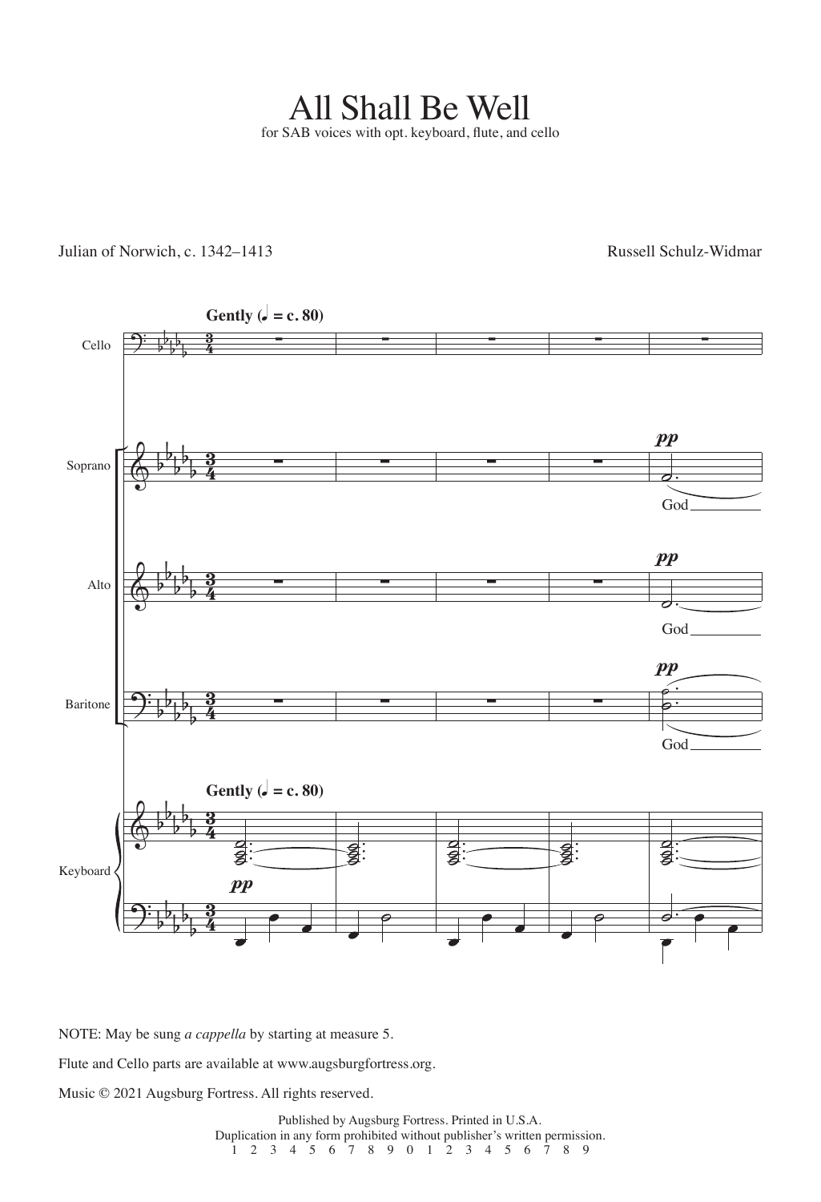# All Shall Be Well

for SAB voices with opt. keyboard, flute, and cello

Julian of Norwich, c. 1342–1413

Russell Schulz-Widmar

NOTE: May be sung *a cappella* by starting at measure 5.

Flute and Cello parts are available at www.augsburgfortress.org.

Music © 2021 Augsburg Fortress. All rights reserved.

Published by Augsburg Fortress. Printed in U.S.A.
Duplication in any form prohibited without publisher's written permission.
1 2 3 4 5 6 7 8 9 0 1 2 3 4 5 6 7 8 9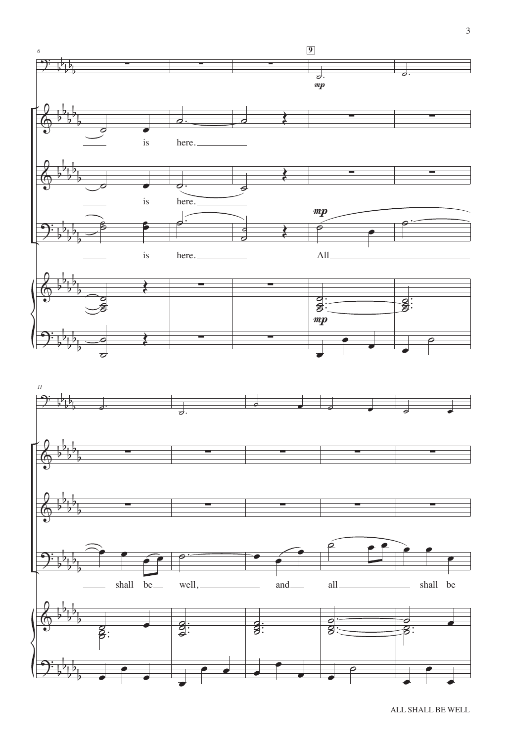is here.

is here.

is here. All shall be well, and all shall be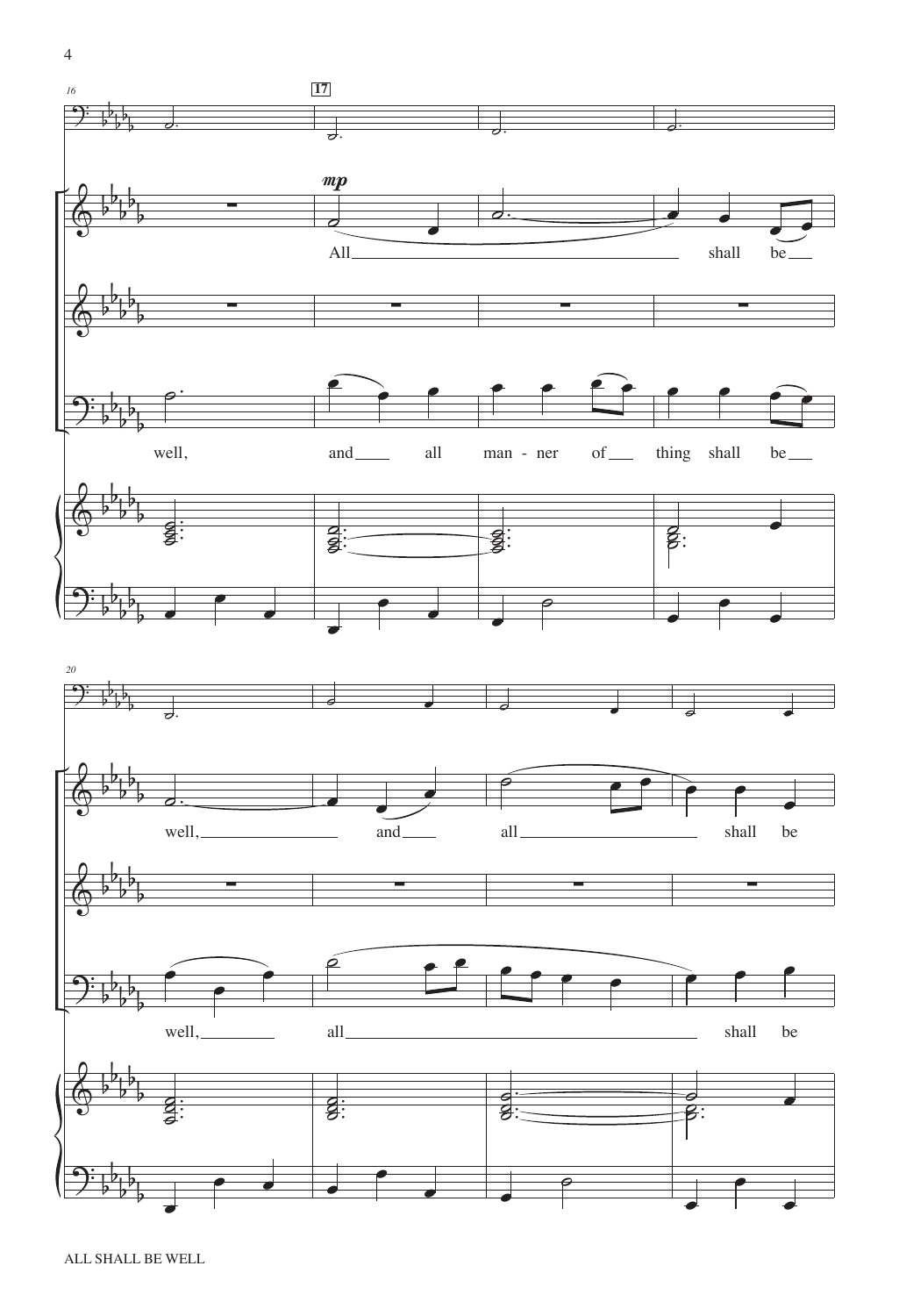17

*mp*

All shall be well, and all shall be

well, and all man - ner of thing shall be well, all shall be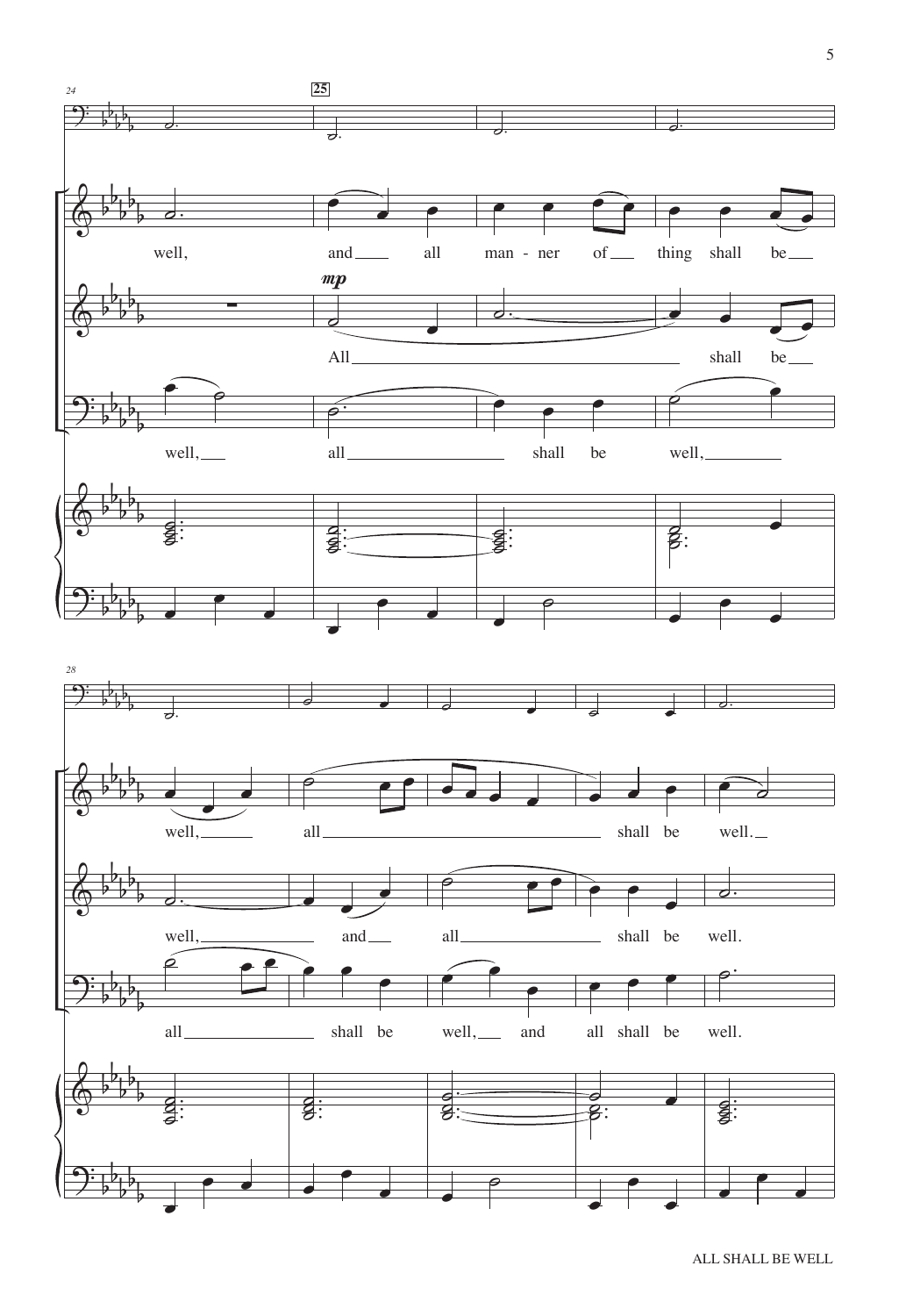24

25

well,

and all man - ner of thing shall be

*mp*

All shall be

well,

all shall be well,

28

well,

all shall be well.

well,

and all shall be well.

all shall be well, and all shall be well.